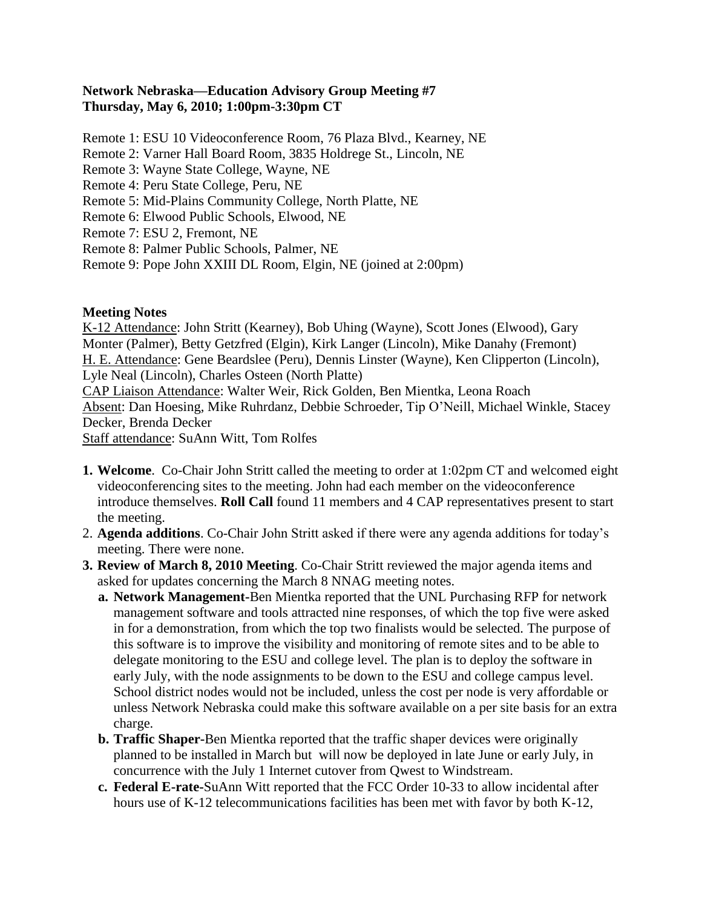**Network Nebraska—Education Advisory Group Meeting #7**
**Thursday, May 6, 2010; 1:00pm-3:30pm CT**

Remote 1: ESU 10 Videoconference Room, 76 Plaza Blvd., Kearney, NE
Remote 2: Varner Hall Board Room, 3835 Holdrege St., Lincoln, NE
Remote 3: Wayne State College, Wayne, NE
Remote 4: Peru State College, Peru, NE
Remote 5: Mid-Plains Community College, North Platte, NE
Remote 6: Elwood Public Schools, Elwood, NE
Remote 7: ESU 2, Fremont, NE
Remote 8: Palmer Public Schools, Palmer, NE
Remote 9: Pope John XXIII DL Room, Elgin, NE (joined at 2:00pm)

**Meeting Notes**

K-12 Attendance: John Stritt (Kearney), Bob Uhing (Wayne), Scott Jones (Elwood), Gary Monter (Palmer), Betty Getzfred (Elgin), Kirk Langer (Lincoln), Mike Danahy (Fremont)
H. E. Attendance: Gene Beardslee (Peru), Dennis Linster (Wayne), Ken Clipperton (Lincoln), Lyle Neal (Lincoln), Charles Osteen (North Platte)
CAP Liaison Attendance: Walter Weir, Rick Golden, Ben Mientka, Leona Roach
Absent: Dan Hoesing, Mike Ruhrdanz, Debbie Schroeder, Tip O'Neill, Michael Winkle, Stacey Decker, Brenda Decker
Staff attendance: SuAnn Witt, Tom Rolfes

1. **Welcome**. Co-Chair John Stritt called the meeting to order at 1:02pm CT and welcomed eight videoconferencing sites to the meeting. John had each member on the videoconference introduce themselves. **Roll Call** found 11 members and 4 CAP representatives present to start the meeting.
2. **Agenda additions**. Co-Chair John Stritt asked if there were any agenda additions for today's meeting. There were none.
3. **Review of March 8, 2010 Meeting**. Co-Chair Stritt reviewed the major agenda items and asked for updates concerning the March 8 NNAG meeting notes.
   a. **Network Management**-Ben Mientka reported that the UNL Purchasing RFP for network management software and tools attracted nine responses, of which the top five were asked in for a demonstration, from which the top two finalists would be selected. The purpose of this software is to improve the visibility and monitoring of remote sites and to be able to delegate monitoring to the ESU and college level. The plan is to deploy the software in early July, with the node assignments to be down to the ESU and college campus level. School district nodes would not be included, unless the cost per node is very affordable or unless Network Nebraska could make this software available on a per site basis for an extra charge.
   b. **Traffic Shaper**-Ben Mientka reported that the traffic shaper devices were originally planned to be installed in March but will now be deployed in late June or early July, in concurrence with the July 1 Internet cutover from Qwest to Windstream.
   c. **Federal E-rate**-SuAnn Witt reported that the FCC Order 10-33 to allow incidental after hours use of K-12 telecommunications facilities has been met with favor by both K-12,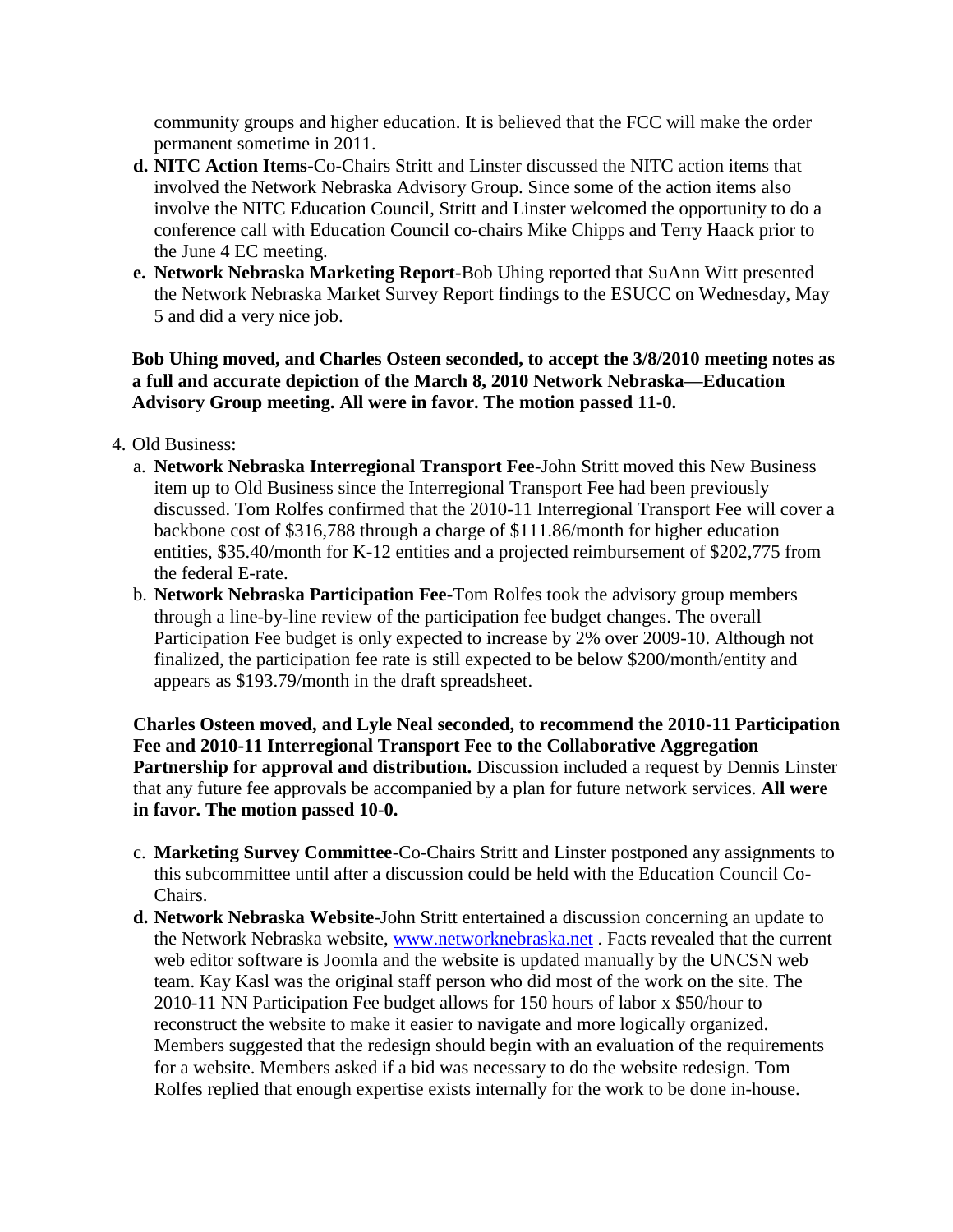community groups and higher education. It is believed that the FCC will make the order permanent sometime in 2011.

**d. NITC Action Items**-Co-Chairs Stritt and Linster discussed the NITC action items that involved the Network Nebraska Advisory Group. Since some of the action items also involve the NITC Education Council, Stritt and Linster welcomed the opportunity to do a conference call with Education Council co-chairs Mike Chipps and Terry Haack prior to the June 4 EC meeting.

**e. Network Nebraska Marketing Report**-Bob Uhing reported that SuAnn Witt presented the Network Nebraska Market Survey Report findings to the ESUCC on Wednesday, May 5 and did a very nice job.

**Bob Uhing moved, and Charles Osteen seconded, to accept the 3/8/2010 meeting notes as a full and accurate depiction of the March 8, 2010 Network Nebraska—Education Advisory Group meeting. All were in favor. The motion passed 11-0.**

4. Old Business:

a. **Network Nebraska Interregional Transport Fee**-John Stritt moved this New Business item up to Old Business since the Interregional Transport Fee had been previously discussed. Tom Rolfes confirmed that the 2010-11 Interregional Transport Fee will cover a backbone cost of $316,788 through a charge of $111.86/month for higher education entities, $35.40/month for K-12 entities and a projected reimbursement of $202,775 from the federal E-rate.

b. **Network Nebraska Participation Fee**-Tom Rolfes took the advisory group members through a line-by-line review of the participation fee budget changes. The overall Participation Fee budget is only expected to increase by 2% over 2009-10. Although not finalized, the participation fee rate is still expected to be below $200/month/entity and appears as $193.79/month in the draft spreadsheet.

**Charles Osteen moved, and Lyle Neal seconded, to recommend the 2010-11 Participation Fee and 2010-11 Interregional Transport Fee to the Collaborative Aggregation Partnership for approval and distribution.** Discussion included a request by Dennis Linster that any future fee approvals be accompanied by a plan for future network services. **All were in favor. The motion passed 10-0.**

c. **Marketing Survey Committee**-Co-Chairs Stritt and Linster postponed any assignments to this subcommittee until after a discussion could be held with the Education Council Co-Chairs.

**d. Network Nebraska Website**-John Stritt entertained a discussion concerning an update to the Network Nebraska website, [www.networknebraska.net](http://www.networknebraska.net) . Facts revealed that the current web editor software is Joomla and the website is updated manually by the UNCSN web team. Kay Kasl was the original staff person who did most of the work on the site. The 2010-11 NN Participation Fee budget allows for 150 hours of labor x $50/hour to reconstruct the website to make it easier to navigate and more logically organized. Members suggested that the redesign should begin with an evaluation of the requirements for a website. Members asked if a bid was necessary to do the website redesign. Tom Rolfes replied that enough expertise exists internally for the work to be done in-house.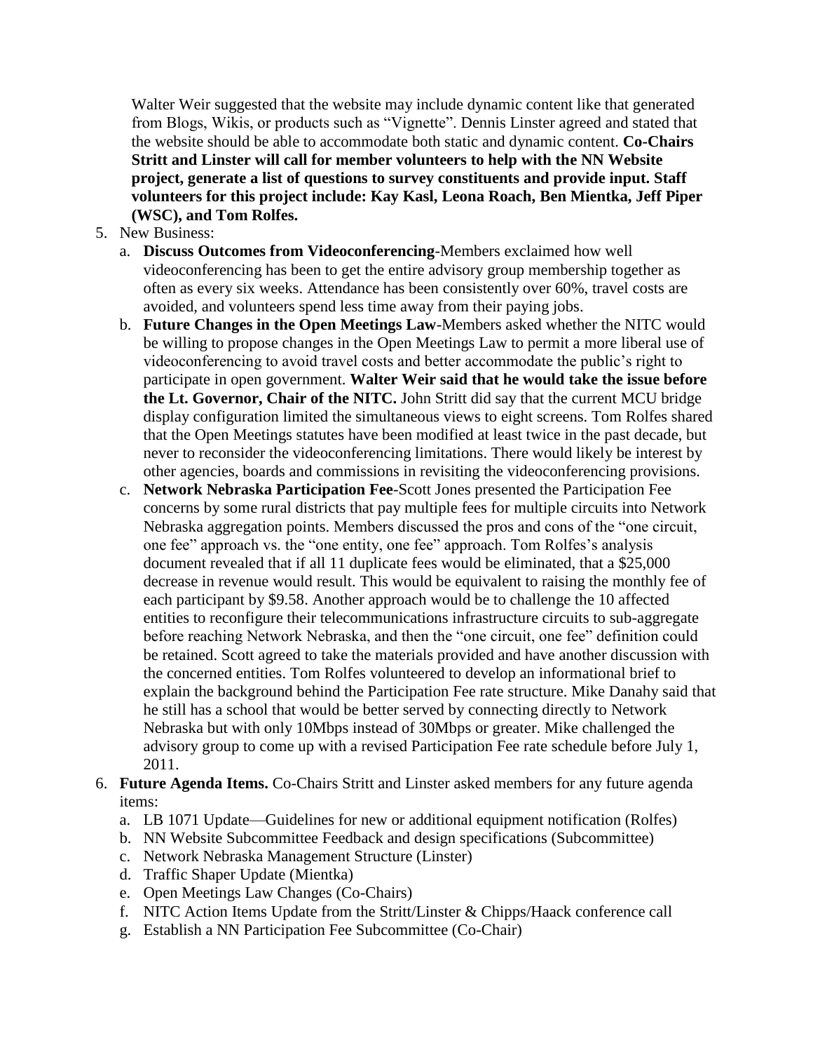Walter Weir suggested that the website may include dynamic content like that generated from Blogs, Wikis, or products such as "Vignette". Dennis Linster agreed and stated that the website should be able to accommodate both static and dynamic content. **Co-Chairs Stritt and Linster will call for member volunteers to help with the NN Website project, generate a list of questions to survey constituents and provide input. Staff volunteers for this project include: Kay Kasl, Leona Roach, Ben Mientka, Jeff Piper (WSC), and Tom Rolfes.**

5. New Business:
   a. **Discuss Outcomes from Videoconferencing**-Members exclaimed how well videoconferencing has been to get the entire advisory group membership together as often as every six weeks. Attendance has been consistently over 60%, travel costs are avoided, and volunteers spend less time away from their paying jobs.
   b. **Future Changes in the Open Meetings Law**-Members asked whether the NITC would be willing to propose changes in the Open Meetings Law to permit a more liberal use of videoconferencing to avoid travel costs and better accommodate the public's right to participate in open government. **Walter Weir said that he would take the issue before the Lt. Governor, Chair of the NITC.** John Stritt did say that the current MCU bridge display configuration limited the simultaneous views to eight screens. Tom Rolfes shared that the Open Meetings statutes have been modified at least twice in the past decade, but never to reconsider the videoconferencing limitations. There would likely be interest by other agencies, boards and commissions in revisiting the videoconferencing provisions.
   c. **Network Nebraska Participation Fee**-Scott Jones presented the Participation Fee concerns by some rural districts that pay multiple fees for multiple circuits into Network Nebraska aggregation points. Members discussed the pros and cons of the "one circuit, one fee" approach vs. the "one entity, one fee" approach. Tom Rolfes's analysis document revealed that if all 11 duplicate fees would be eliminated, that a $25,000 decrease in revenue would result. This would be equivalent to raising the monthly fee of each participant by $9.58. Another approach would be to challenge the 10 affected entities to reconfigure their telecommunications infrastructure circuits to sub-aggregate before reaching Network Nebraska, and then the "one circuit, one fee" definition could be retained. Scott agreed to take the materials provided and have another discussion with the concerned entities. Tom Rolfes volunteered to develop an informational brief to explain the background behind the Participation Fee rate structure. Mike Danahy said that he still has a school that would be better served by connecting directly to Network Nebraska but with only 10Mbps instead of 30Mbps or greater. Mike challenged the advisory group to come up with a revised Participation Fee rate schedule before July 1, 2011.
6. **Future Agenda Items.** Co-Chairs Stritt and Linster asked members for any future agenda items:
   a. LB 1071 Update—Guidelines for new or additional equipment notification (Rolfes)
   b. NN Website Subcommittee Feedback and design specifications (Subcommittee)
   c. Network Nebraska Management Structure (Linster)
   d. Traffic Shaper Update (Mientka)
   e. Open Meetings Law Changes (Co-Chairs)
   f. NITC Action Items Update from the Stritt/Linster & Chipps/Haack conference call
   g. Establish a NN Participation Fee Subcommittee (Co-Chair)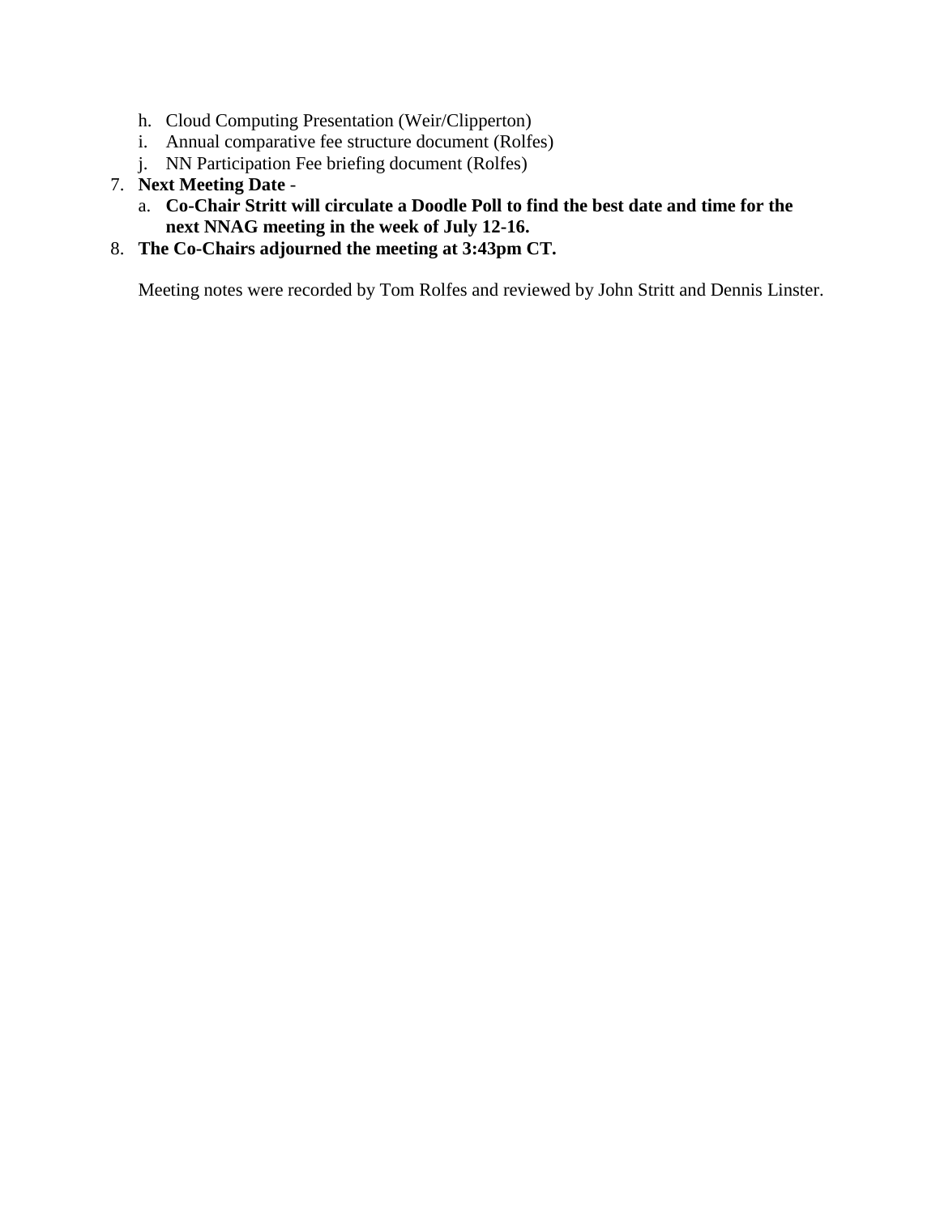h. Cloud Computing Presentation (Weir/Clipperton)
   i. Annual comparative fee structure document (Rolfes)
   j. NN Participation Fee briefing document (Rolfes)

7. **Next Meeting Date** -
   a. **Co-Chair Stritt will circulate a Doodle Poll to find the best date and time for the next NNAG meeting in the week of July 12-16.**
8. **The Co-Chairs adjourned the meeting at 3:43pm CT.**

   Meeting notes were recorded by Tom Rolfes and reviewed by John Stritt and Dennis Linster.